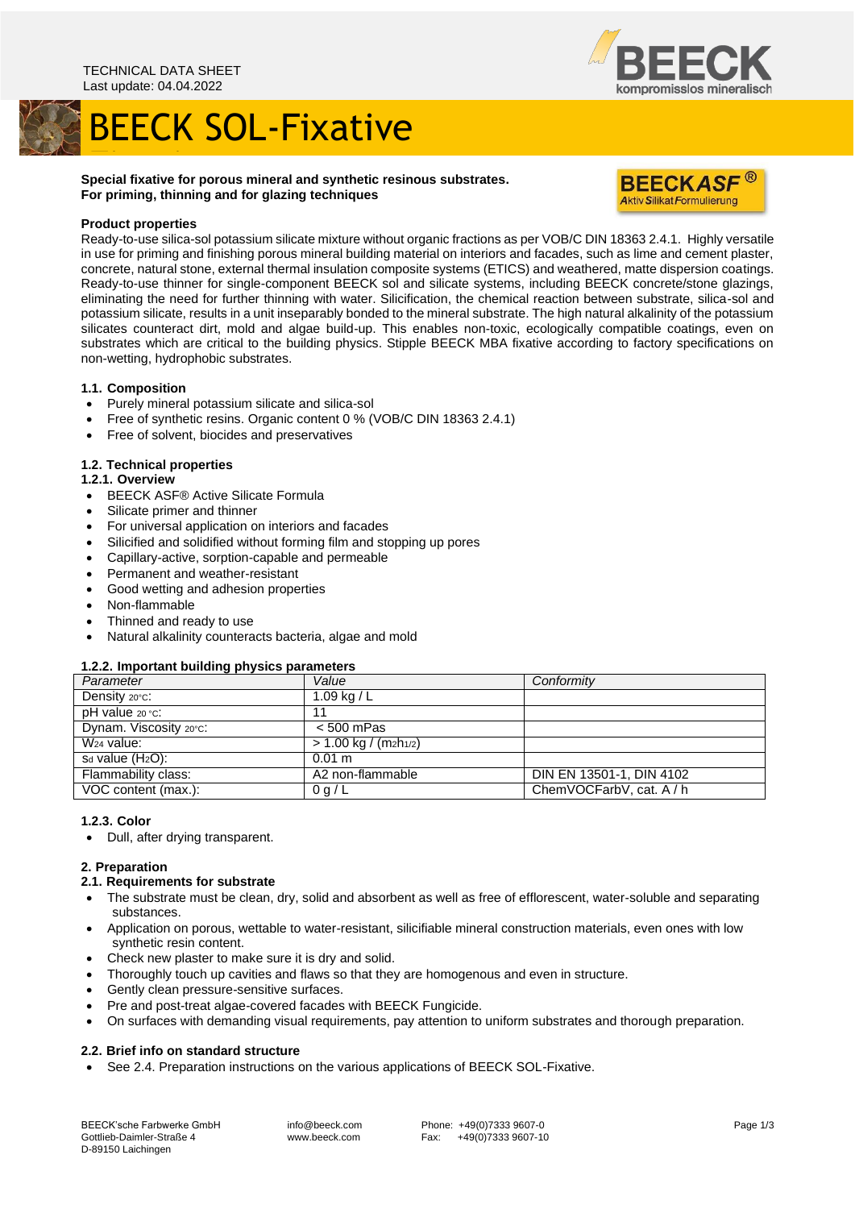TECHNICAL DATA SHEET
Last update: 04.04.2022

# BEECK SOL-Fixative

**Special fixative for porous mineral and synthetic resinous substrates.**
**For priming, thinning and for glazing techniques**

BEECKASF® Aktiv Silikat Formulierung

**Product properties**

Ready-to-use silica-sol potassium silicate mixture without organic fractions as per VOB/C DIN 18363 2.4.1. Highly versatile in use for priming and finishing porous mineral building material on interiors and facades, such as lime and cement plaster, concrete, natural stone, external thermal insulation composite systems (ETICS) and weathered, matte dispersion coatings. Ready-to-use thinner for single-component BEECK sol and silicate systems, including BEECK concrete/stone glazings, eliminating the need for further thinning with water. Silicification, the chemical reaction between substrate, silica-sol and potassium silicate, results in a unit inseparably bonded to the mineral substrate. The high natural alkalinity of the potassium silicates counteract dirt, mold and algae build-up. This enables non-toxic, ecologically compatible coatings, even on substrates which are critical to the building physics. Stipple BEECK MBA fixative according to factory specifications on non-wetting, hydrophobic substrates.

### 1.1. Composition

- Purely mineral potassium silicate and silica-sol
- Free of synthetic resins. Organic content 0 % (VOB/C DIN 18363 2.4.1)
- Free of solvent, biocides and preservatives

### 1.2. Technical properties

#### 1.2.1. Overview

- BEECK ASF® Active Silicate Formula
- Silicate primer and thinner
- For universal application on interiors and facades
- Silicified and solidified without forming film and stopping up pores
- Capillary-active, sorption-capable and permeable
- Permanent and weather-resistant
- Good wetting and adhesion properties
- Non-flammable
- Thinned and ready to use
- Natural alkalinity counteracts bacteria, algae and mold

#### 1.2.2. Important building physics parameters

| *Parameter* | *Value* | *Conformity* |
|---|---|---|
| Density $_{20°C}$: | 1.09 kg / L | |
| pH value $_{20°C}$: | 11 | |
| Dynam. Viscosity $_{20°C}$: | < 500 mPas | |
| $W_{24}$ value: | > 1.00 kg / ($m^2h^{1/2}$) | |
| $s_d$ value ($H_2O$): | 0.01 m | |
| Flammability class: | A2 non-flammable | DIN EN 13501-1, DIN 4102 |
| VOC content (max.): | 0 g / L | ChemVOCFarbV, cat. A / h |

#### 1.2.3. Color

- Dull, after drying transparent.

## 2. Preparation

### 2.1. Requirements for substrate

- The substrate must be clean, dry, solid and absorbent as well as free of efflorescent, water-soluble and separating substances.
- Application on porous, wettable to water-resistant, silicifiable mineral construction materials, even ones with low synthetic resin content.
- Check new plaster to make sure it is dry and solid.
- Thoroughly touch up cavities and flaws so that they are homogenous and even in structure.
- Gently clean pressure-sensitive surfaces.
- Pre and post-treat algae-covered facades with BEECK Fungicide.
- On surfaces with demanding visual requirements, pay attention to uniform substrates and thorough preparation.

### 2.2. Brief info on standard structure

- See 2.4. Preparation instructions on the various applications of BEECK SOL-Fixative.

BEECK'sche Farbwerke GmbH
Gottlieb-Daimler-Straße 4
D-89150 Laichingen

info@beeck.com
www.beeck.com

Phone: +49(0)7333 9607-0
Fax: +49(0)7333 9607-10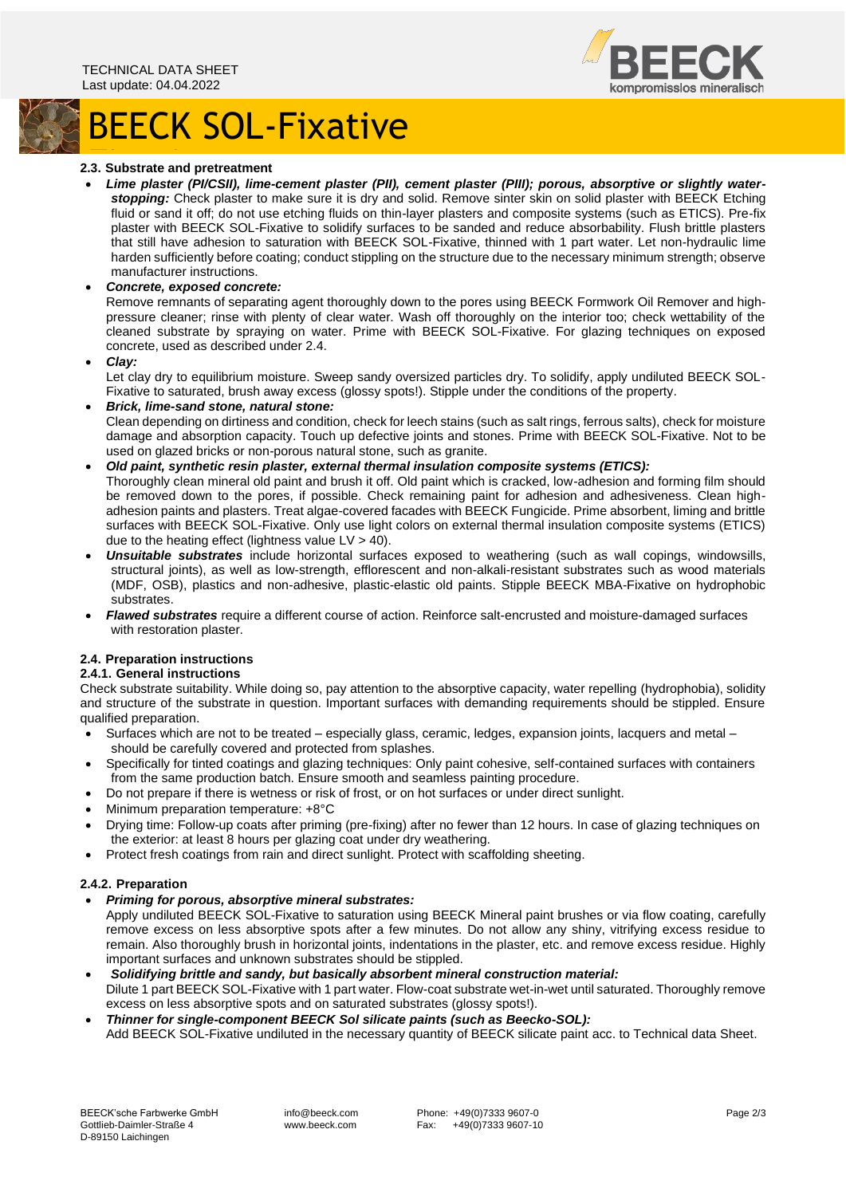# BEECK SOL-Fixative

### 2.3. Substrate and pretreatment

- ***Lime plaster (PI/CSII), lime-cement plaster (PII), cement plaster (PIII); porous, absorptive or slightly water-stopping:*** Check plaster to make sure it is dry and solid. Remove sinter skin on solid plaster with BEECK Etching fluid or sand it off; do not use etching fluids on thin-layer plasters and composite systems (such as ETICS). Pre-fix plaster with BEECK SOL-Fixative to solidify surfaces to be sanded and reduce absorbability. Flush brittle plasters that still have adhesion to saturation with BEECK SOL-Fixative, thinned with 1 part water. Let non-hydraulic lime harden sufficiently before coating; conduct stippling on the structure due to the necessary minimum strength; observe manufacturer instructions.
- ***Concrete, exposed concrete:***
  Remove remnants of separating agent thoroughly down to the pores using BEECK Formwork Oil Remover and high-pressure cleaner; rinse with plenty of clear water. Wash off thoroughly on the interior too; check wettability of the cleaned substrate by spraying on water. Prime with BEECK SOL-Fixative. For glazing techniques on exposed concrete, used as described under 2.4.
- ***Clay:***
  Let clay dry to equilibrium moisture. Sweep sandy oversized particles dry. To solidify, apply undiluted BEECK SOL-Fixative to saturated, brush away excess (glossy spots!). Stipple under the conditions of the property.
- ***Brick, lime-sand stone, natural stone:***
  Clean depending on dirtiness and condition, check for leech stains (such as salt rings, ferrous salts), check for moisture damage and absorption capacity. Touch up defective joints and stones. Prime with BEECK SOL-Fixative. Not to be used on glazed bricks or non-porous natural stone, such as granite.
- ***Old paint, synthetic resin plaster, external thermal insulation composite systems (ETICS):***
  Thoroughly clean mineral old paint and brush it off. Old paint which is cracked, low-adhesion and forming film should be removed down to the pores, if possible. Check remaining paint for adhesion and adhesiveness. Clean high-adhesion paints and plasters. Treat algae-covered facades with BEECK Fungicide. Prime absorbent, liming and brittle surfaces with BEECK SOL-Fixative. Only use light colors on external thermal insulation composite systems (ETICS) due to the heating effect (lightness value LV > 40).
- ***Unsuitable substrates*** include horizontal surfaces exposed to weathering (such as wall copings, windowsills, structural joints), as well as low-strength, efflorescent and non-alkali-resistant substrates such as wood materials (MDF, OSB), plastics and non-adhesive, plastic-elastic old paints. Stipple BEECK MBA-Fixative on hydrophobic substrates.
- ***Flawed substrates*** require a different course of action. Reinforce salt-encrusted and moisture-damaged surfaces with restoration plaster.

### 2.4. Preparation instructions

#### 2.4.1. General instructions

Check substrate suitability. While doing so, pay attention to the absorptive capacity, water repelling (hydrophobia), solidity and structure of the substrate in question. Important surfaces with demanding requirements should be stippled. Ensure qualified preparation.

- Surfaces which are not to be treated – especially glass, ceramic, ledges, expansion joints, lacquers and metal – should be carefully covered and protected from splashes.
- Specifically for tinted coatings and glazing techniques: Only paint cohesive, self-contained surfaces with containers from the same production batch. Ensure smooth and seamless painting procedure.
- Do not prepare if there is wetness or risk of frost, or on hot surfaces or under direct sunlight.
- Minimum preparation temperature: +8°C
- Drying time: Follow-up coats after priming (pre-fixing) after no fewer than 12 hours. In case of glazing techniques on the exterior: at least 8 hours per glazing coat under dry weathering.
- Protect fresh coatings from rain and direct sunlight. Protect with scaffolding sheeting.

#### 2.4.2. Preparation

- ***Priming for porous, absorptive mineral substrates:***
  Apply undiluted BEECK SOL-Fixative to saturation using BEECK Mineral paint brushes or via flow coating, carefully remove excess on less absorptive spots after a few minutes. Do not allow any shiny, vitrifying excess residue to remain. Also thoroughly brush in horizontal joints, indentations in the plaster, etc. and remove excess residue. Highly important surfaces and unknown substrates should be stippled.
- ***Solidifying brittle and sandy, but basically absorbent mineral construction material:***
  Dilute 1 part BEECK SOL-Fixative with 1 part water. Flow-coat substrate wet-in-wet until saturated. Thoroughly remove excess on less absorptive spots and on saturated substrates (glossy spots!).
- ***Thinner for single-component BEECK Sol silicate paints (such as Beecko-SOL):***
  Add BEECK SOL-Fixative undiluted in the necessary quantity of BEECK silicate paint acc. to Technical data Sheet.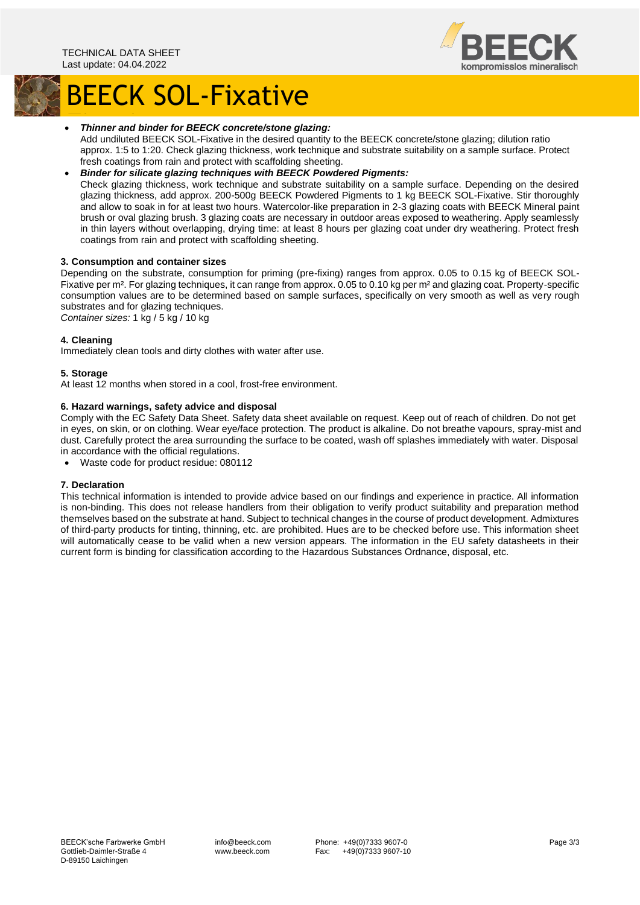# BEECK SOL-Fixative

- ***Thinner and binder for BEECK concrete/stone glazing:***
  Add undiluted BEECK SOL-Fixative in the desired quantity to the BEECK concrete/stone glazing; dilution ratio approx. 1:5 to 1:20. Check glazing thickness, work technique and substrate suitability on a sample surface. Protect fresh coatings from rain and protect with scaffolding sheeting.
- ***Binder for silicate glazing techniques with BEECK Powdered Pigments:***
  Check glazing thickness, work technique and substrate suitability on a sample surface. Depending on the desired glazing thickness, add approx. 200-500g BEECK Powdered Pigments to 1 kg BEECK SOL-Fixative. Stir thoroughly and allow to soak in for at least two hours. Watercolor-like preparation in 2-3 glazing coats with BEECK Mineral paint brush or oval glazing brush. 3 glazing coats are necessary in outdoor areas exposed to weathering. Apply seamlessly in thin layers without overlapping, drying time: at least 8 hours per glazing coat under dry weathering. Protect fresh coatings from rain and protect with scaffolding sheeting.

**3. Consumption and container sizes**

Depending on the substrate, consumption for priming (pre-fixing) ranges from approx. 0.05 to 0.15 kg of BEECK SOL-Fixative per m². For glazing techniques, it can range from approx. 0.05 to 0.10 kg per m² and glazing coat. Property-specific consumption values are to be determined based on sample surfaces, specifically on very smooth as well as very rough substrates and for glazing techniques.
*Container sizes:* 1 kg / 5 kg / 10 kg

**4. Cleaning**

Immediately clean tools and dirty clothes with water after use.

**5. Storage**

At least 12 months when stored in a cool, frost-free environment.

**6. Hazard warnings, safety advice and disposal**

Comply with the EC Safety Data Sheet. Safety data sheet available on request. Keep out of reach of children. Do not get in eyes, on skin, or on clothing. Wear eye/face protection. The product is alkaline. Do not breathe vapours, spray-mist and dust. Carefully protect the area surrounding the surface to be coated, wash off splashes immediately with water. Disposal in accordance with the official regulations.

- Waste code for product residue: 080112

**7. Declaration**

This technical information is intended to provide advice based on our findings and experience in practice. All information is non-binding. This does not release handlers from their obligation to verify product suitability and preparation method themselves based on the substrate at hand. Subject to technical changes in the course of product development. Admixtures of third-party products for tinting, thinning, etc. are prohibited. Hues are to be checked before use. This information sheet will automatically cease to be valid when a new version appears. The information in the EU safety datasheets in their current form is binding for classification according to the Hazardous Substances Ordnance, disposal, etc.